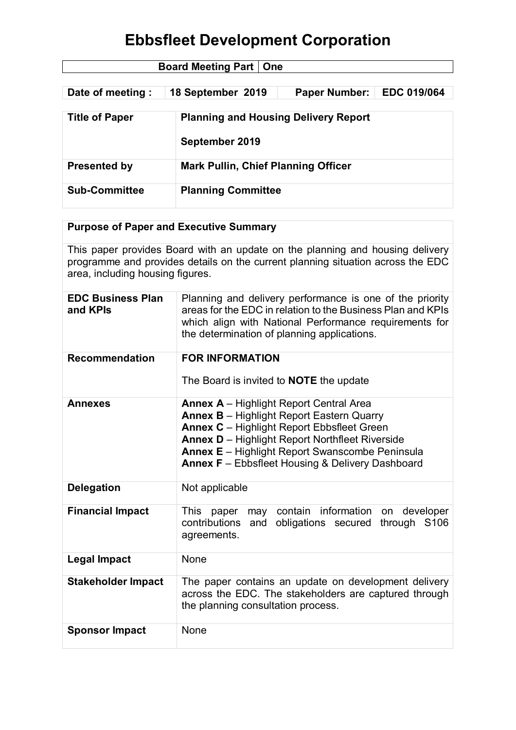# Ebbsfleet Development Corporation

| Board Meeting Part | One |
|---|---|

| Date of meeting : | 18 September 2019 | Paper Number: | EDC 019/064 |
|---|---|---|---|

| | |
|---|---|
| **Title of Paper** | **Planning and Housing Delivery Report**<br><br>**September 2019** |
| **Presented by** | **Mark Pullin, Chief Planning Officer** |
| **Sub-Committee** | **Planning Committee** |

| **Purpose of Paper and Executive Summary** | |
|---|---|
| This paper provides Board with an update on the planning and housing delivery programme and provides details on the current planning situation across the EDC area, including housing figures. | |
| **EDC Business Plan and KPIs** | Planning and delivery performance is one of the priority areas for the EDC in relation to the Business Plan and KPIs which align with National Performance requirements for the determination of planning applications. |
| **Recommendation** | **FOR INFORMATION**<br><br>The Board is invited to **NOTE** the update |
| **Annexes** | **Annex A** – Highlight Report Central Area<br>**Annex B** – Highlight Report Eastern Quarry<br>**Annex C** – Highlight Report Ebbsfleet Green<br>**Annex D** – Highlight Report Northfleet Riverside<br>**Annex E** – Highlight Report Swanscombe Peninsula<br>**Annex F** – Ebbsfleet Housing & Delivery Dashboard |
| **Delegation** | Not applicable |
| **Financial Impact** | This paper may contain information on developer contributions and obligations secured through S106 agreements. |
| **Legal Impact** | None |
| **Stakeholder Impact** | The paper contains an update on development delivery across the EDC. The stakeholders are captured through the planning consultation process. |
| **Sponsor Impact** | None |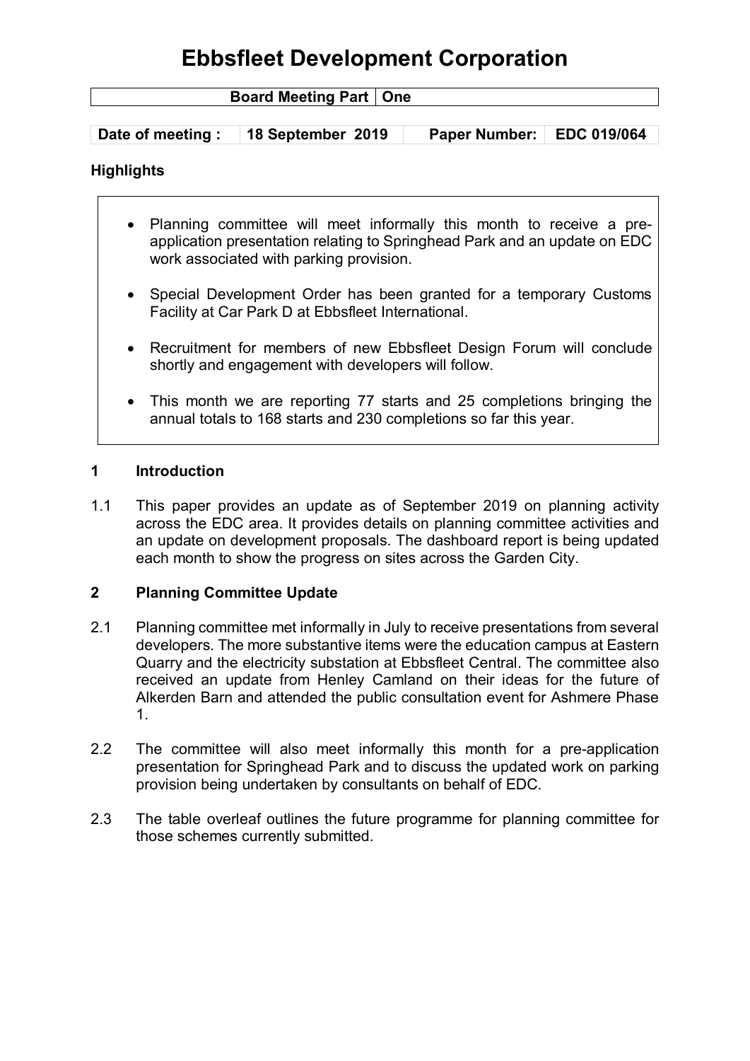# Ebbsfleet Development Corporation

| Board Meeting Part | One |
|---|---|

| Date of meeting : | 18 September 2019 | Paper Number: | EDC 019/064 |
|---|---|---|---|

**Highlights**

- Planning committee will meet informally this month to receive a pre-application presentation relating to Springhead Park and an update on EDC work associated with parking provision.
- Special Development Order has been granted for a temporary Customs Facility at Car Park D at Ebbsfleet International.
- Recruitment for members of new Ebbsfleet Design Forum will conclude shortly and engagement with developers will follow.
- This month we are reporting 77 starts and 25 completions bringing the annual totals to 168 starts and 230 completions so far this year.

## 1 Introduction

1.1 This paper provides an update as of September 2019 on planning activity across the EDC area. It provides details on planning committee activities and an update on development proposals. The dashboard report is being updated each month to show the progress on sites across the Garden City.

## 2 Planning Committee Update

2.1 Planning committee met informally in July to receive presentations from several developers. The more substantive items were the education campus at Eastern Quarry and the electricity substation at Ebbsfleet Central. The committee also received an update from Henley Camland on their ideas for the future of Alkerden Barn and attended the public consultation event for Ashmere Phase 1.

2.2 The committee will also meet informally this month for a pre-application presentation for Springhead Park and to discuss the updated work on parking provision being undertaken by consultants on behalf of EDC.

2.3 The table overleaf outlines the future programme for planning committee for those schemes currently submitted.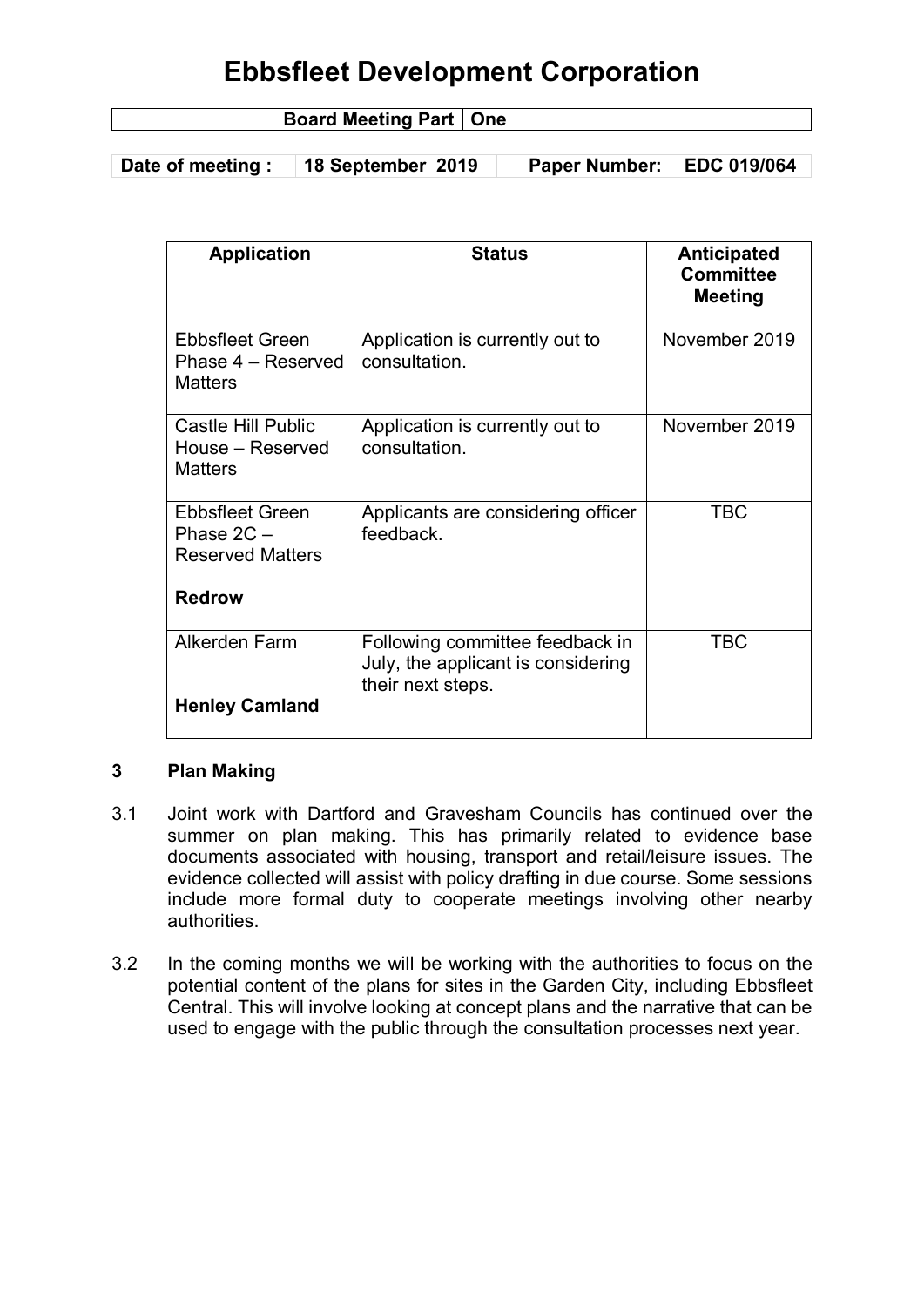# Ebbsfleet Development Corporation

| Board Meeting Part | One |
|---|---|

| Date of meeting : | 18 September 2019 | Paper Number: | EDC 019/064 |
|---|---|---|---|

| Application | Status | Anticipated Committee Meeting |
|---|---|---|
| Ebbsfleet Green Phase 4 – Reserved Matters | Application is currently out to consultation. | November 2019 |
| Castle Hill Public House – Reserved Matters | Application is currently out to consultation. | November 2019 |
| Ebbsfleet Green Phase 2C – Reserved Matters<br><br>**Redrow** | Applicants are considering officer feedback. | TBC |
| Alkerden Farm<br><br>**Henley Camland** | Following committee feedback in July, the applicant is considering their next steps. | TBC |

### 3 Plan Making

3.1 Joint work with Dartford and Gravesham Councils has continued over the summer on plan making. This has primarily related to evidence base documents associated with housing, transport and retail/leisure issues. The evidence collected will assist with policy drafting in due course. Some sessions include more formal duty to cooperate meetings involving other nearby authorities.

3.2 In the coming months we will be working with the authorities to focus on the potential content of the plans for sites in the Garden City, including Ebbsfleet Central. This will involve looking at concept plans and the narrative that can be used to engage with the public through the consultation processes next year.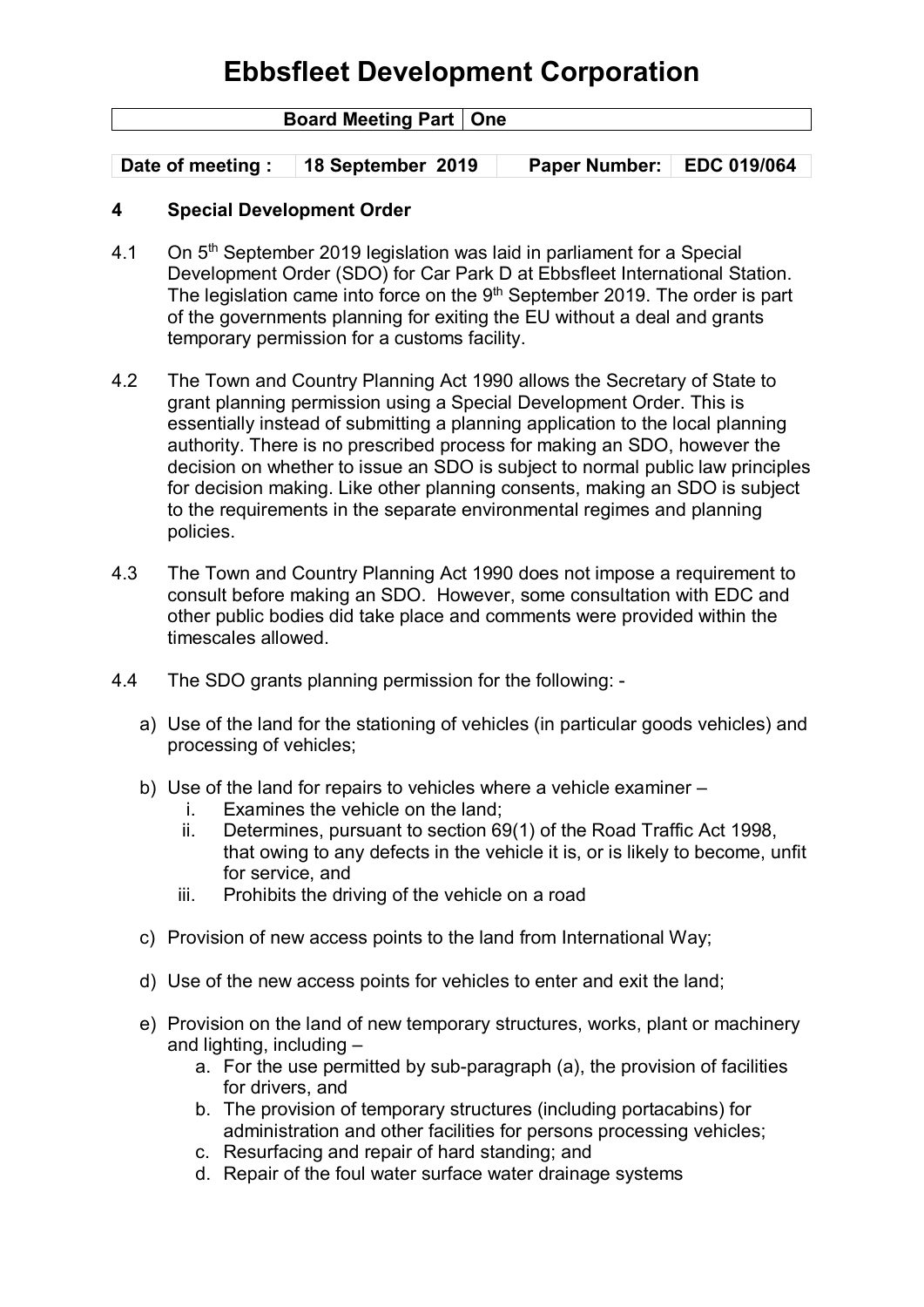# Ebbsfleet Development Corporation

| Board Meeting Part | One |
|---|---|

| Date of meeting : | 18 September 2019 | Paper Number: | EDC 019/064 |
|---|---|---|---|

## 4 Special Development Order

4.1 On 5th September 2019 legislation was laid in parliament for a Special Development Order (SDO) for Car Park D at Ebbsfleet International Station. The legislation came into force on the 9th September 2019. The order is part of the governments planning for exiting the EU without a deal and grants temporary permission for a customs facility.

4.2 The Town and Country Planning Act 1990 allows the Secretary of State to grant planning permission using a Special Development Order. This is essentially instead of submitting a planning application to the local planning authority. There is no prescribed process for making an SDO, however the decision on whether to issue an SDO is subject to normal public law principles for decision making. Like other planning consents, making an SDO is subject to the requirements in the separate environmental regimes and planning policies.

4.3 The Town and Country Planning Act 1990 does not impose a requirement to consult before making an SDO. However, some consultation with EDC and other public bodies did take place and comments were provided within the timescales allowed.

4.4 The SDO grants planning permission for the following: -

a) Use of the land for the stationing of vehicles (in particular goods vehicles) and processing of vehicles;

b) Use of the land for repairs to vehicles where a vehicle examiner –
   i. Examines the vehicle on the land;
   ii. Determines, pursuant to section 69(1) of the Road Traffic Act 1998, that owing to any defects in the vehicle it is, or is likely to become, unfit for service, and
   iii. Prohibits the driving of the vehicle on a road

c) Provision of new access points to the land from International Way;

d) Use of the new access points for vehicles to enter and exit the land;

e) Provision on the land of new temporary structures, works, plant or machinery and lighting, including –
   a. For the use permitted by sub-paragraph (a), the provision of facilities for drivers, and
   b. The provision of temporary structures (including portacabins) for administration and other facilities for persons processing vehicles;
   c. Resurfacing and repair of hard standing; and
   d. Repair of the foul water surface water drainage systems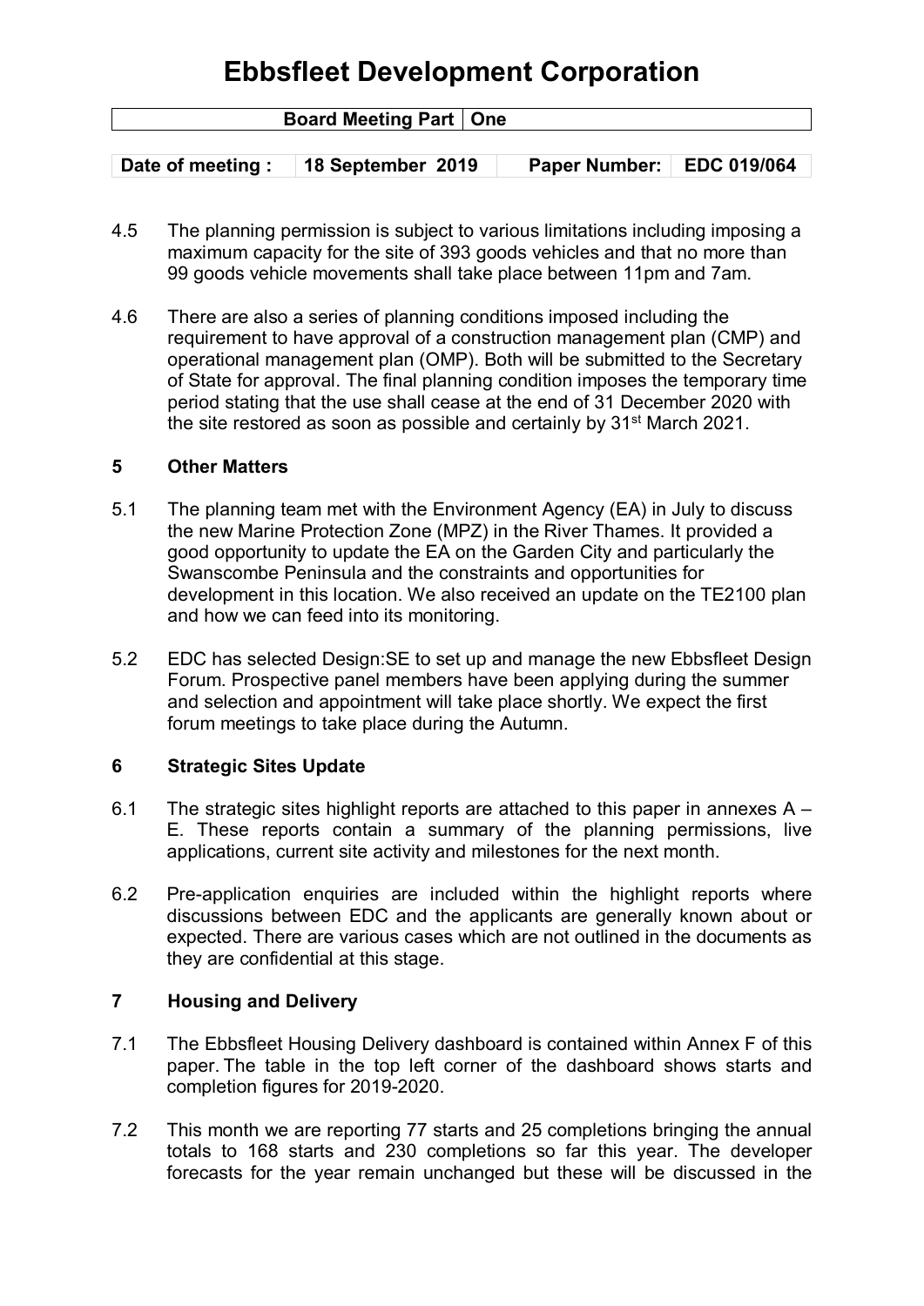4.5 The planning permission is subject to various limitations including imposing a maximum capacity for the site of 393 goods vehicles and that no more than 99 goods vehicle movements shall take place between 11pm and 7am.

4.6 There are also a series of planning conditions imposed including the requirement to have approval of a construction management plan (CMP) and operational management plan (OMP). Both will be submitted to the Secretary of State for approval. The final planning condition imposes the temporary time period stating that the use shall cease at the end of 31 December 2020 with the site restored as soon as possible and certainly by 31st March 2021.

## 5 Other Matters

5.1 The planning team met with the Environment Agency (EA) in July to discuss the new Marine Protection Zone (MPZ) in the River Thames. It provided a good opportunity to update the EA on the Garden City and particularly the Swanscombe Peninsula and the constraints and opportunities for development in this location. We also received an update on the TE2100 plan and how we can feed into its monitoring.

5.2 EDC has selected Design:SE to set up and manage the new Ebbsfleet Design Forum. Prospective panel members have been applying during the summer and selection and appointment will take place shortly. We expect the first forum meetings to take place during the Autumn.

## 6 Strategic Sites Update

6.1 The strategic sites highlight reports are attached to this paper in annexes A – E. These reports contain a summary of the planning permissions, live applications, current site activity and milestones for the next month.

6.2 Pre-application enquiries are included within the highlight reports where discussions between EDC and the applicants are generally known about or expected. There are various cases which are not outlined in the documents as they are confidential at this stage.

## 7 Housing and Delivery

7.1 The Ebbsfleet Housing Delivery dashboard is contained within Annex F of this paper. The table in the top left corner of the dashboard shows starts and completion figures for 2019-2020.

7.2 This month we are reporting 77 starts and 25 completions bringing the annual totals to 168 starts and 230 completions so far this year. The developer forecasts for the year remain unchanged but these will be discussed in the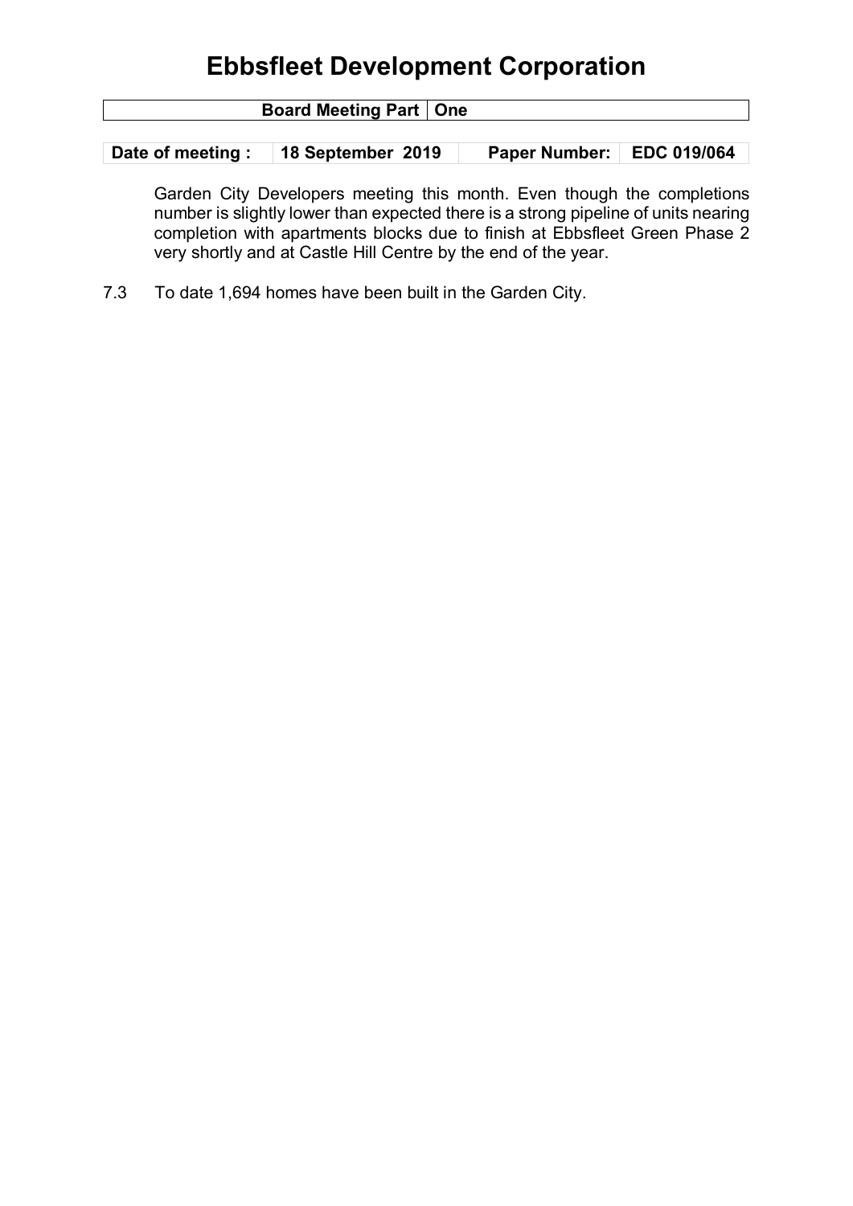Garden City Developers meeting this month. Even though the completions number is slightly lower than expected there is a strong pipeline of units nearing completion with apartments blocks due to finish at Ebbsfleet Green Phase 2 very shortly and at Castle Hill Centre by the end of the year.

7.3 To date 1,694 homes have been built in the Garden City.